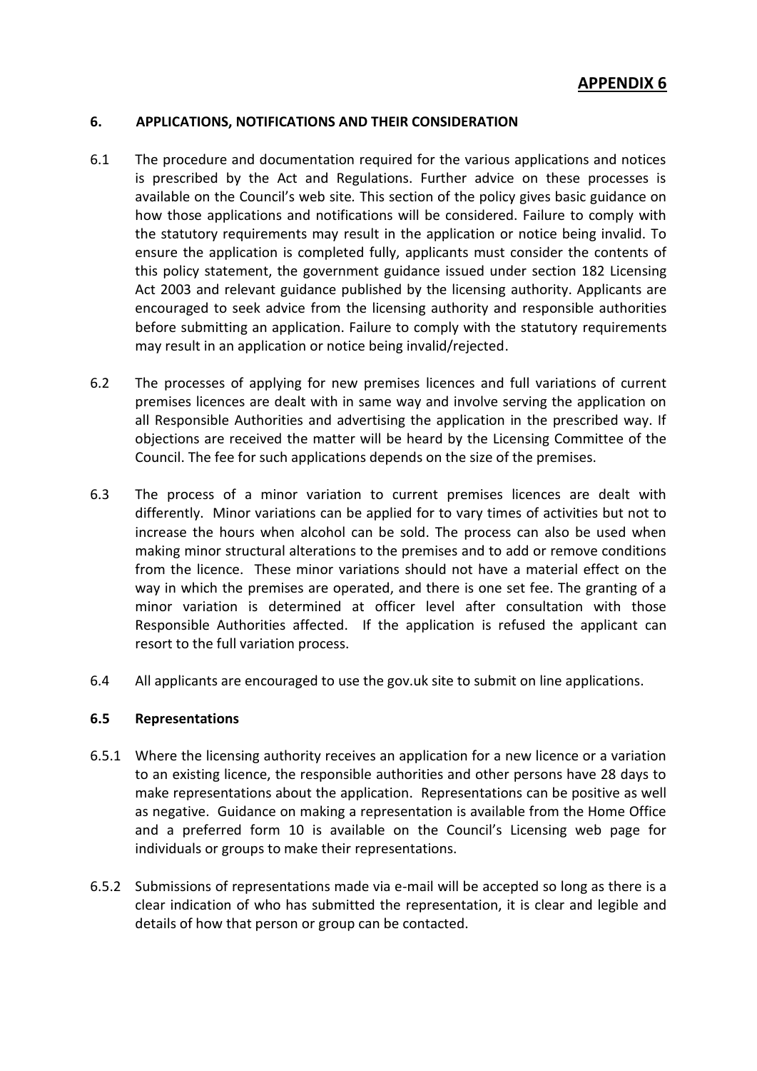# APPENDIX 6

## 6. APPLICATIONS, NOTIFICATIONS AND THEIR CONSIDERATION

6.1 The procedure and documentation required for the various applications and notices is prescribed by the Act and Regulations. Further advice on these processes is available on the Council's web site. This section of the policy gives basic guidance on how those applications and notifications will be considered. Failure to comply with the statutory requirements may result in the application or notice being invalid. To ensure the application is completed fully, applicants must consider the contents of this policy statement, the government guidance issued under section 182 Licensing Act 2003 and relevant guidance published by the licensing authority. Applicants are encouraged to seek advice from the licensing authority and responsible authorities before submitting an application. Failure to comply with the statutory requirements may result in an application or notice being invalid/rejected.

6.2 The processes of applying for new premises licences and full variations of current premises licences are dealt with in same way and involve serving the application on all Responsible Authorities and advertising the application in the prescribed way. If objections are received the matter will be heard by the Licensing Committee of the Council. The fee for such applications depends on the size of the premises.

6.3 The process of a minor variation to current premises licences are dealt with differently. Minor variations can be applied for to vary times of activities but not to increase the hours when alcohol can be sold. The process can also be used when making minor structural alterations to the premises and to add or remove conditions from the licence. These minor variations should not have a material effect on the way in which the premises are operated, and there is one set fee. The granting of a minor variation is determined at officer level after consultation with those Responsible Authorities affected. If the application is refused the applicant can resort to the full variation process.

6.4 All applicants are encouraged to use the gov.uk site to submit on line applications.

### 6.5 Representations

6.5.1 Where the licensing authority receives an application for a new licence or a variation to an existing licence, the responsible authorities and other persons have 28 days to make representations about the application. Representations can be positive as well as negative. Guidance on making a representation is available from the Home Office and a preferred form 10 is available on the Council's Licensing web page for individuals or groups to make their representations.

6.5.2 Submissions of representations made via e-mail will be accepted so long as there is a clear indication of who has submitted the representation, it is clear and legible and details of how that person or group can be contacted.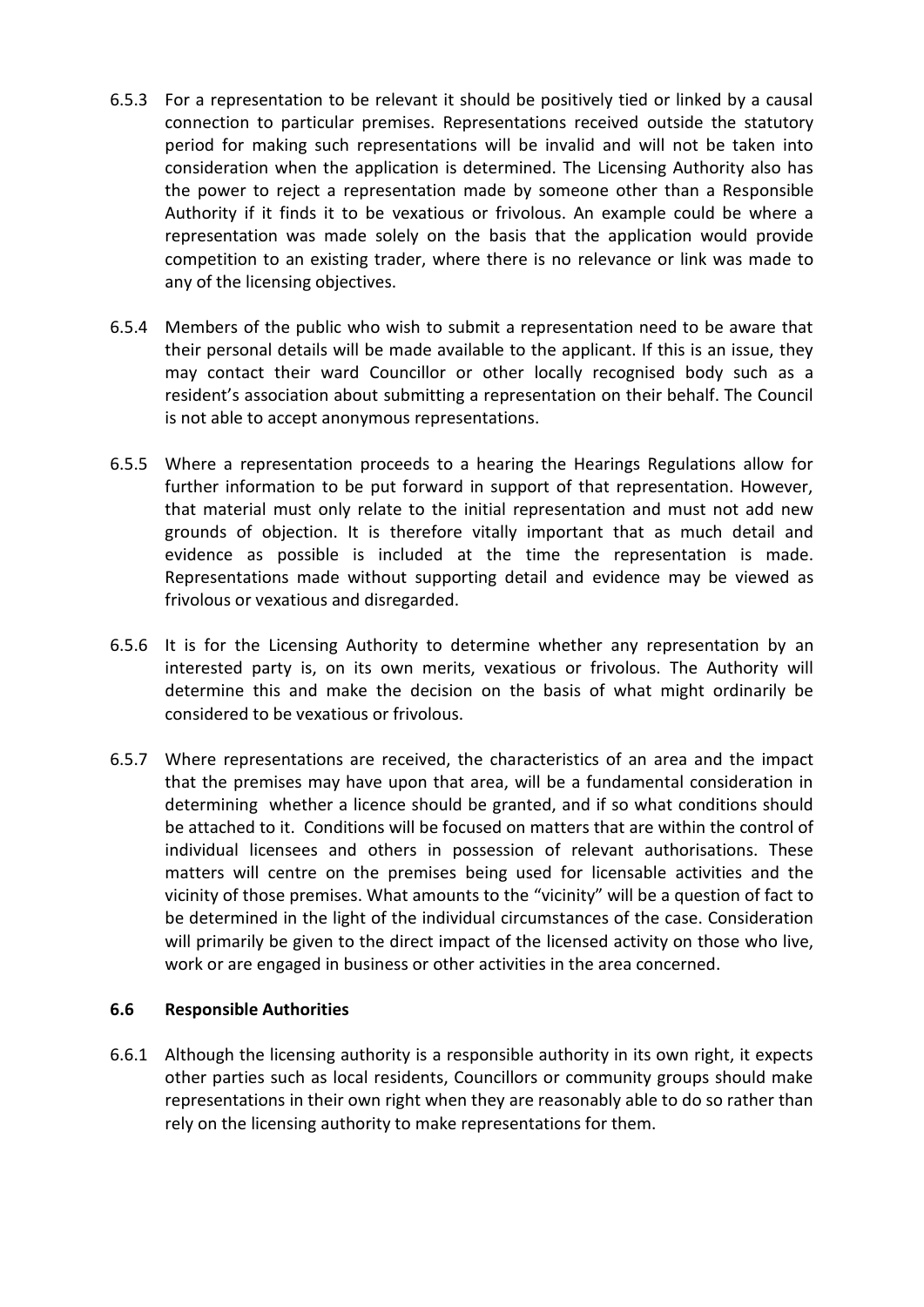6.5.3 For a representation to be relevant it should be positively tied or linked by a causal connection to particular premises. Representations received outside the statutory period for making such representations will be invalid and will not be taken into consideration when the application is determined. The Licensing Authority also has the power to reject a representation made by someone other than a Responsible Authority if it finds it to be vexatious or frivolous. An example could be where a representation was made solely on the basis that the application would provide competition to an existing trader, where there is no relevance or link was made to any of the licensing objectives.

6.5.4 Members of the public who wish to submit a representation need to be aware that their personal details will be made available to the applicant. If this is an issue, they may contact their ward Councillor or other locally recognised body such as a resident's association about submitting a representation on their behalf. The Council is not able to accept anonymous representations.

6.5.5 Where a representation proceeds to a hearing the Hearings Regulations allow for further information to be put forward in support of that representation. However, that material must only relate to the initial representation and must not add new grounds of objection. It is therefore vitally important that as much detail and evidence as possible is included at the time the representation is made. Representations made without supporting detail and evidence may be viewed as frivolous or vexatious and disregarded.

6.5.6 It is for the Licensing Authority to determine whether any representation by an interested party is, on its own merits, vexatious or frivolous. The Authority will determine this and make the decision on the basis of what might ordinarily be considered to be vexatious or frivolous.

6.5.7 Where representations are received, the characteristics of an area and the impact that the premises may have upon that area, will be a fundamental consideration in determining whether a licence should be granted, and if so what conditions should be attached to it. Conditions will be focused on matters that are within the control of individual licensees and others in possession of relevant authorisations. These matters will centre on the premises being used for licensable activities and the vicinity of those premises. What amounts to the "vicinity" will be a question of fact to be determined in the light of the individual circumstances of the case. Consideration will primarily be given to the direct impact of the licensed activity on those who live, work or are engaged in business or other activities in the area concerned.

### 6.6 Responsible Authorities

6.6.1 Although the licensing authority is a responsible authority in its own right, it expects other parties such as local residents, Councillors or community groups should make representations in their own right when they are reasonably able to do so rather than rely on the licensing authority to make representations for them.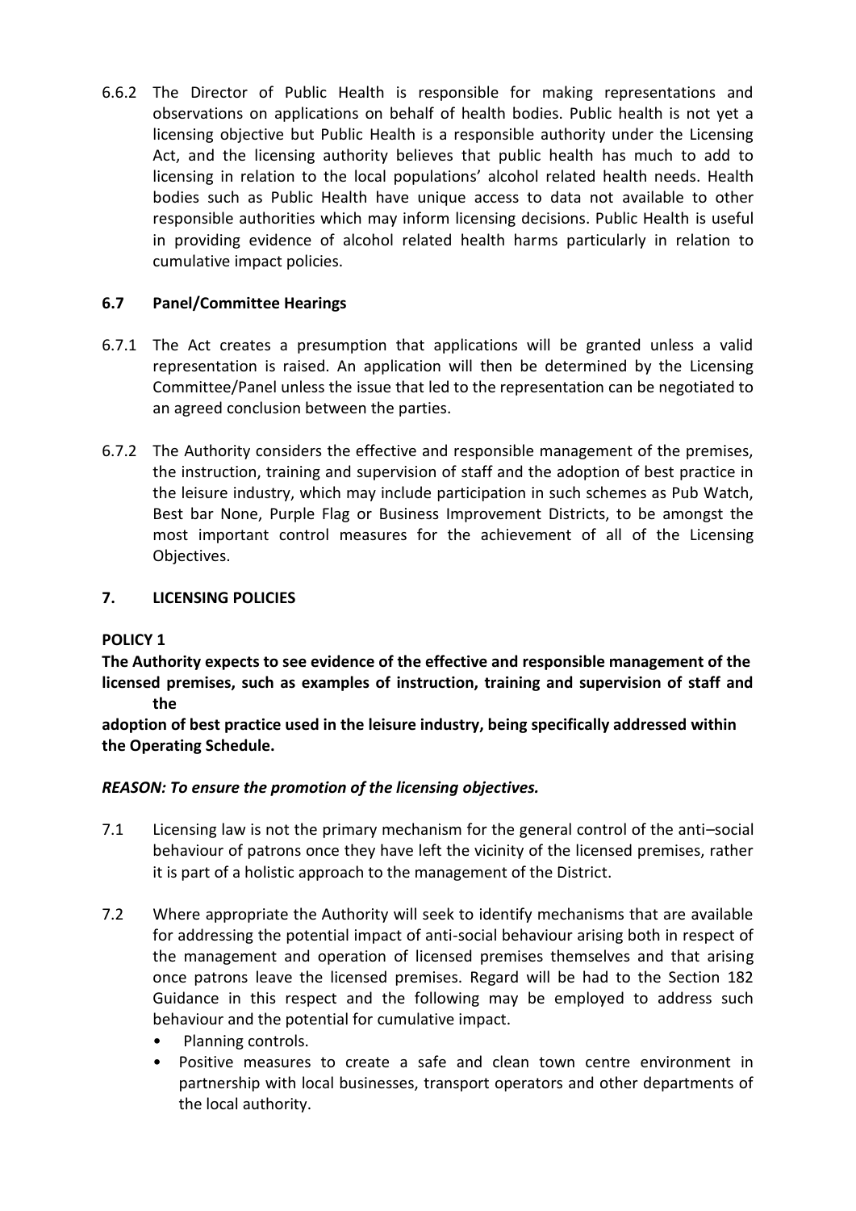6.6.2 The Director of Public Health is responsible for making representations and observations on applications on behalf of health bodies. Public health is not yet a licensing objective but Public Health is a responsible authority under the Licensing Act, and the licensing authority believes that public health has much to add to licensing in relation to the local populations' alcohol related health needs. Health bodies such as Public Health have unique access to data not available to other responsible authorities which may inform licensing decisions. Public Health is useful in providing evidence of alcohol related health harms particularly in relation to cumulative impact policies.

### 6.7 Panel/Committee Hearings

6.7.1 The Act creates a presumption that applications will be granted unless a valid representation is raised. An application will then be determined by the Licensing Committee/Panel unless the issue that led to the representation can be negotiated to an agreed conclusion between the parties.

6.7.2 The Authority considers the effective and responsible management of the premises, the instruction, training and supervision of staff and the adoption of best practice in the leisure industry, which may include participation in such schemes as Pub Watch, Best bar None, Purple Flag or Business Improvement Districts, to be amongst the most important control measures for the achievement of all of the Licensing Objectives.

## 7. LICENSING POLICIES

**POLICY 1**

**The Authority expects to see evidence of the effective and responsible management of the licensed premises, such as examples of instruction, training and supervision of staff and the adoption of best practice used in the leisure industry, being specifically addressed within the Operating Schedule.**

***REASON: To ensure the promotion of the licensing objectives.***

7.1 Licensing law is not the primary mechanism for the general control of the anti–social behaviour of patrons once they have left the vicinity of the licensed premises, rather it is part of a holistic approach to the management of the District.

7.2 Where appropriate the Authority will seek to identify mechanisms that are available for addressing the potential impact of anti-social behaviour arising both in respect of the management and operation of licensed premises themselves and that arising once patrons leave the licensed premises. Regard will be had to the Section 182 Guidance in this respect and the following may be employed to address such behaviour and the potential for cumulative impact.

- Planning controls.
- Positive measures to create a safe and clean town centre environment in partnership with local businesses, transport operators and other departments of the local authority.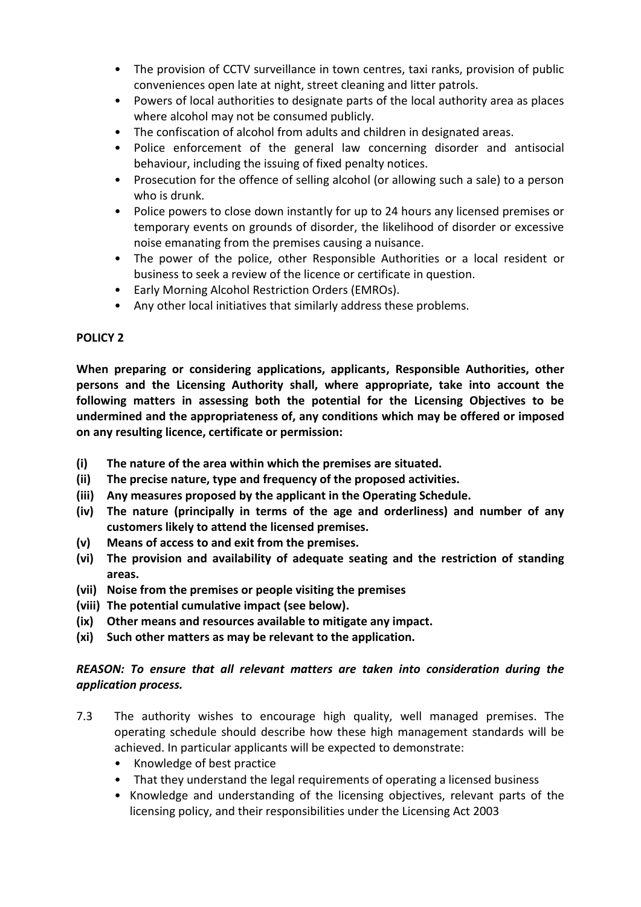- The provision of CCTV surveillance in town centres, taxi ranks, provision of public conveniences open late at night, street cleaning and litter patrols.
- Powers of local authorities to designate parts of the local authority area as places where alcohol may not be consumed publicly.
- The confiscation of alcohol from adults and children in designated areas.
- Police enforcement of the general law concerning disorder and antisocial behaviour, including the issuing of fixed penalty notices.
- Prosecution for the offence of selling alcohol (or allowing such a sale) to a person who is drunk.
- Police powers to close down instantly for up to 24 hours any licensed premises or temporary events on grounds of disorder, the likelihood of disorder or excessive noise emanating from the premises causing a nuisance.
- The power of the police, other Responsible Authorities or a local resident or business to seek a review of the licence or certificate in question.
- Early Morning Alcohol Restriction Orders (EMROs).
- Any other local initiatives that similarly address these problems.

**POLICY 2**

**When preparing or considering applications, applicants, Responsible Authorities, other persons and the Licensing Authority shall, where appropriate, take into account the following matters in assessing both the potential for the Licensing Objectives to be undermined and the appropriateness of, any conditions which may be offered or imposed on any resulting licence, certificate or permission:**

**(i) The nature of the area within which the premises are situated.**
**(ii) The precise nature, type and frequency of the proposed activities.**
**(iii) Any measures proposed by the applicant in the Operating Schedule.**
**(iv) The nature (principally in terms of the age and orderliness) and number of any customers likely to attend the licensed premises.**
**(v) Means of access to and exit from the premises.**
**(vi) The provision and availability of adequate seating and the restriction of standing areas.**
**(vii) Noise from the premises or people visiting the premises**
**(viii) The potential cumulative impact (see below).**
**(ix) Other means and resources available to mitigate any impact.**
**(xi) Such other matters as may be relevant to the application.**

***REASON: To ensure that all relevant matters are taken into consideration during the application process.***

7.3 The authority wishes to encourage high quality, well managed premises. The operating schedule should describe how these high management standards will be achieved. In particular applicants will be expected to demonstrate:
- Knowledge of best practice
- That they understand the legal requirements of operating a licensed business
- Knowledge and understanding of the licensing objectives, relevant parts of the licensing policy, and their responsibilities under the Licensing Act 2003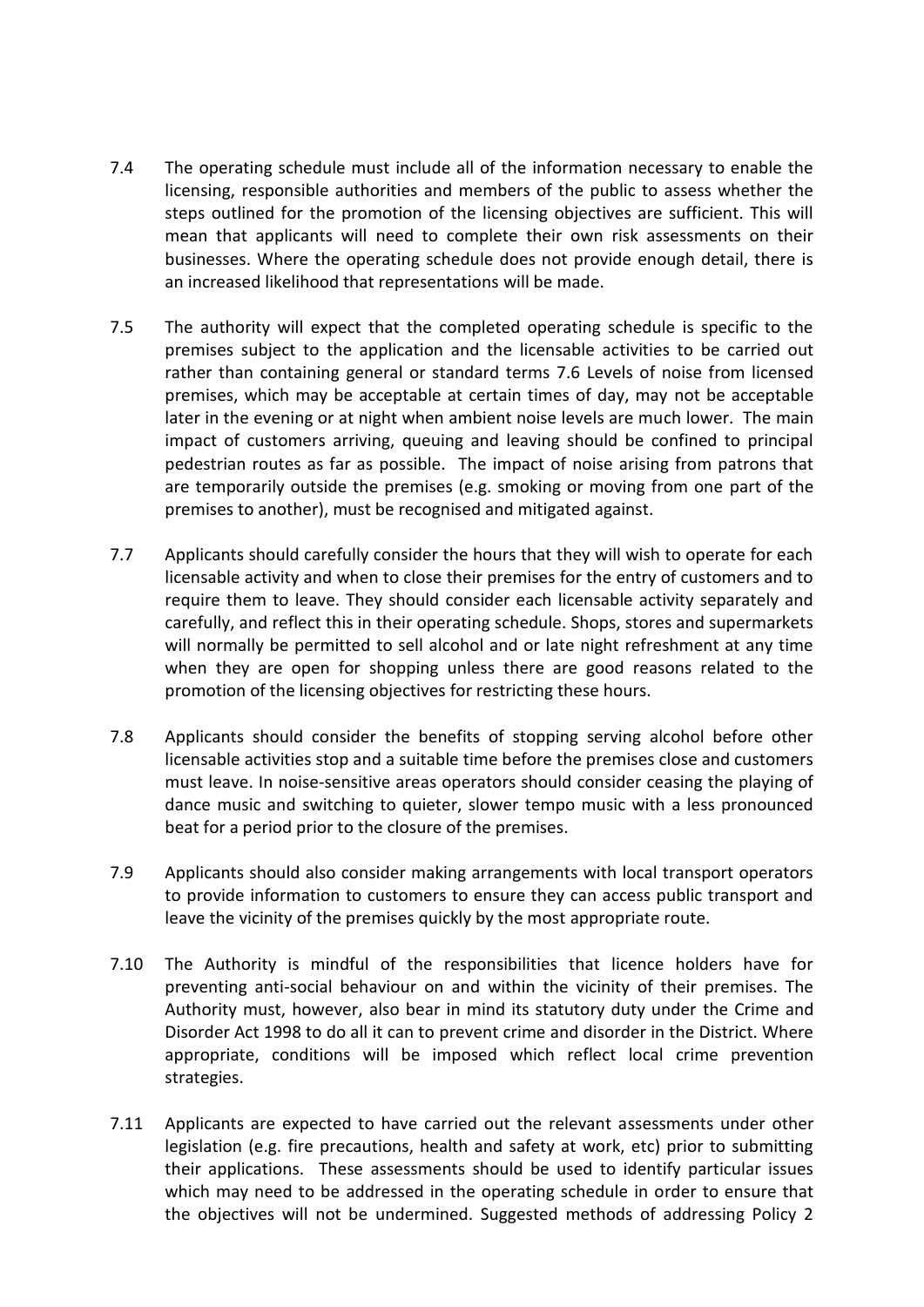7.4 The operating schedule must include all of the information necessary to enable the licensing, responsible authorities and members of the public to assess whether the steps outlined for the promotion of the licensing objectives are sufficient. This will mean that applicants will need to complete their own risk assessments on their businesses. Where the operating schedule does not provide enough detail, there is an increased likelihood that representations will be made.

7.5 The authority will expect that the completed operating schedule is specific to the premises subject to the application and the licensable activities to be carried out rather than containing general or standard terms 7.6 Levels of noise from licensed premises, which may be acceptable at certain times of day, may not be acceptable later in the evening or at night when ambient noise levels are much lower. The main impact of customers arriving, queuing and leaving should be confined to principal pedestrian routes as far as possible. The impact of noise arising from patrons that are temporarily outside the premises (e.g. smoking or moving from one part of the premises to another), must be recognised and mitigated against.

7.7 Applicants should carefully consider the hours that they will wish to operate for each licensable activity and when to close their premises for the entry of customers and to require them to leave. They should consider each licensable activity separately and carefully, and reflect this in their operating schedule. Shops, stores and supermarkets will normally be permitted to sell alcohol and or late night refreshment at any time when they are open for shopping unless there are good reasons related to the promotion of the licensing objectives for restricting these hours.

7.8 Applicants should consider the benefits of stopping serving alcohol before other licensable activities stop and a suitable time before the premises close and customers must leave. In noise-sensitive areas operators should consider ceasing the playing of dance music and switching to quieter, slower tempo music with a less pronounced beat for a period prior to the closure of the premises.

7.9 Applicants should also consider making arrangements with local transport operators to provide information to customers to ensure they can access public transport and leave the vicinity of the premises quickly by the most appropriate route.

7.10 The Authority is mindful of the responsibilities that licence holders have for preventing anti-social behaviour on and within the vicinity of their premises. The Authority must, however, also bear in mind its statutory duty under the Crime and Disorder Act 1998 to do all it can to prevent crime and disorder in the District. Where appropriate, conditions will be imposed which reflect local crime prevention strategies.

7.11 Applicants are expected to have carried out the relevant assessments under other legislation (e.g. fire precautions, health and safety at work, etc) prior to submitting their applications. These assessments should be used to identify particular issues which may need to be addressed in the operating schedule in order to ensure that the objectives will not be undermined. Suggested methods of addressing Policy 2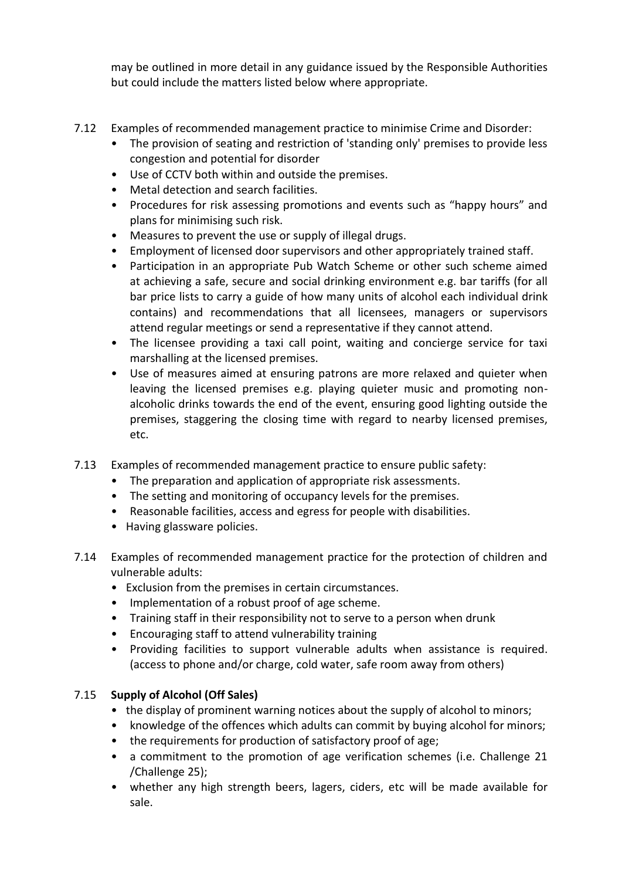may be outlined in more detail in any guidance issued by the Responsible Authorities but could include the matters listed below where appropriate.

7.12 Examples of recommended management practice to minimise Crime and Disorder:

- The provision of seating and restriction of 'standing only' premises to provide less congestion and potential for disorder
- Use of CCTV both within and outside the premises.
- Metal detection and search facilities.
- Procedures for risk assessing promotions and events such as "happy hours" and plans for minimising such risk.
- Measures to prevent the use or supply of illegal drugs.
- Employment of licensed door supervisors and other appropriately trained staff.
- Participation in an appropriate Pub Watch Scheme or other such scheme aimed at achieving a safe, secure and social drinking environment e.g. bar tariffs (for all bar price lists to carry a guide of how many units of alcohol each individual drink contains) and recommendations that all licensees, managers or supervisors attend regular meetings or send a representative if they cannot attend.
- The licensee providing a taxi call point, waiting and concierge service for taxi marshalling at the licensed premises.
- Use of measures aimed at ensuring patrons are more relaxed and quieter when leaving the licensed premises e.g. playing quieter music and promoting non-alcoholic drinks towards the end of the event, ensuring good lighting outside the premises, staggering the closing time with regard to nearby licensed premises, etc.

7.13 Examples of recommended management practice to ensure public safety:

- The preparation and application of appropriate risk assessments.
- The setting and monitoring of occupancy levels for the premises.
- Reasonable facilities, access and egress for people with disabilities.
- Having glassware policies.

7.14 Examples of recommended management practice for the protection of children and vulnerable adults:

- Exclusion from the premises in certain circumstances.
- Implementation of a robust proof of age scheme.
- Training staff in their responsibility not to serve to a person when drunk
- Encouraging staff to attend vulnerability training
- Providing facilities to support vulnerable adults when assistance is required. (access to phone and/or charge, cold water, safe room away from others)

7.15 **Supply of Alcohol (Off Sales)**

- the display of prominent warning notices about the supply of alcohol to minors;
- knowledge of the offences which adults can commit by buying alcohol for minors;
- the requirements for production of satisfactory proof of age;
- a commitment to the promotion of age verification schemes (i.e. Challenge 21 /Challenge 25);
- whether any high strength beers, lagers, ciders, etc will be made available for sale.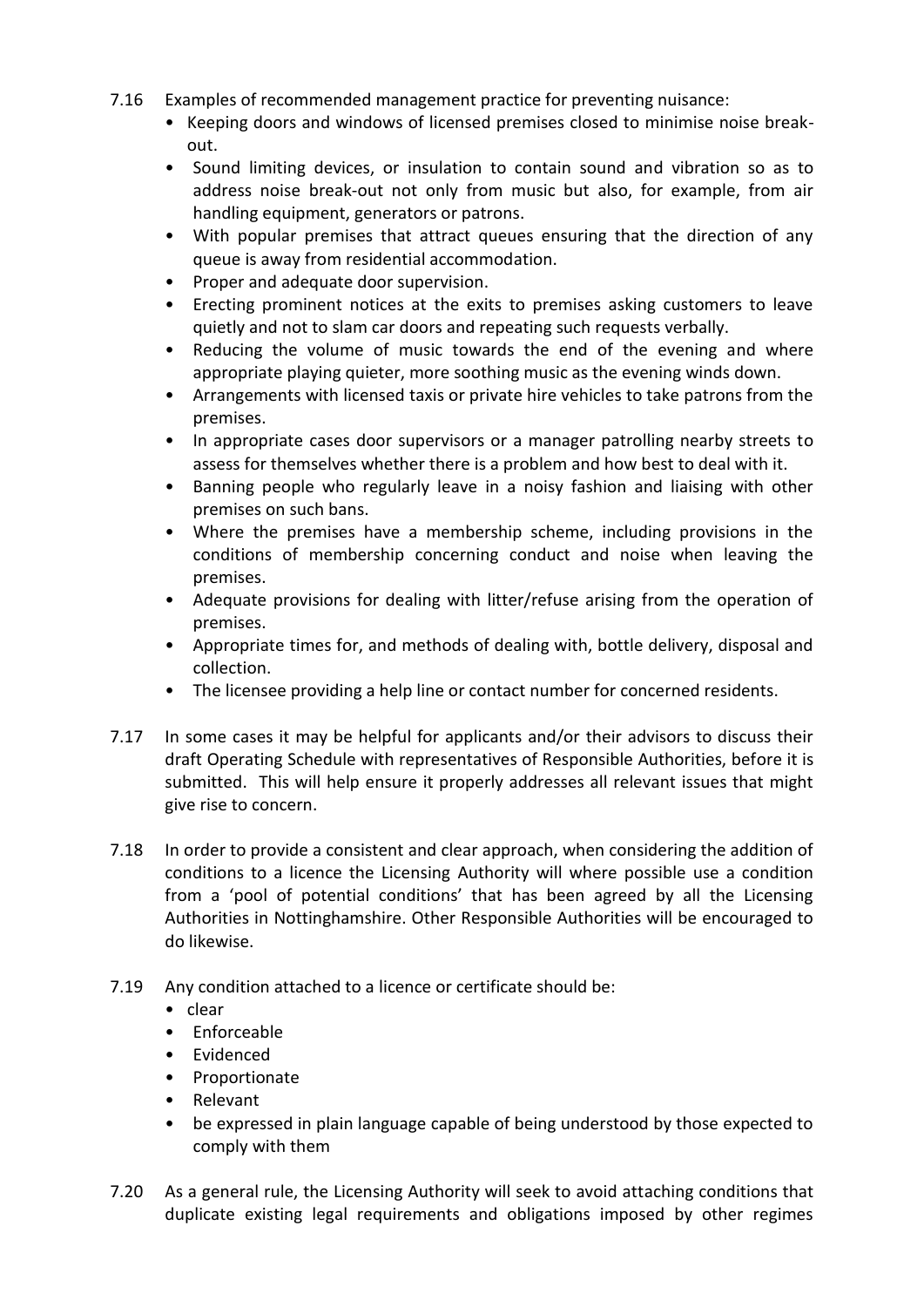7.16 Examples of recommended management practice for preventing nuisance:

- Keeping doors and windows of licensed premises closed to minimise noise break-out.
- Sound limiting devices, or insulation to contain sound and vibration so as to address noise break-out not only from music but also, for example, from air handling equipment, generators or patrons.
- With popular premises that attract queues ensuring that the direction of any queue is away from residential accommodation.
- Proper and adequate door supervision.
- Erecting prominent notices at the exits to premises asking customers to leave quietly and not to slam car doors and repeating such requests verbally.
- Reducing the volume of music towards the end of the evening and where appropriate playing quieter, more soothing music as the evening winds down.
- Arrangements with licensed taxis or private hire vehicles to take patrons from the premises.
- In appropriate cases door supervisors or a manager patrolling nearby streets to assess for themselves whether there is a problem and how best to deal with it.
- Banning people who regularly leave in a noisy fashion and liaising with other premises on such bans.
- Where the premises have a membership scheme, including provisions in the conditions of membership concerning conduct and noise when leaving the premises.
- Adequate provisions for dealing with litter/refuse arising from the operation of premises.
- Appropriate times for, and methods of dealing with, bottle delivery, disposal and collection.
- The licensee providing a help line or contact number for concerned residents.

7.17 In some cases it may be helpful for applicants and/or their advisors to discuss their draft Operating Schedule with representatives of Responsible Authorities, before it is submitted. This will help ensure it properly addresses all relevant issues that might give rise to concern.

7.18 In order to provide a consistent and clear approach, when considering the addition of conditions to a licence the Licensing Authority will where possible use a condition from a 'pool of potential conditions' that has been agreed by all the Licensing Authorities in Nottinghamshire. Other Responsible Authorities will be encouraged to do likewise.

7.19 Any condition attached to a licence or certificate should be:

- clear
- Enforceable
- Evidenced
- Proportionate
- Relevant
- be expressed in plain language capable of being understood by those expected to comply with them

7.20 As a general rule, the Licensing Authority will seek to avoid attaching conditions that duplicate existing legal requirements and obligations imposed by other regimes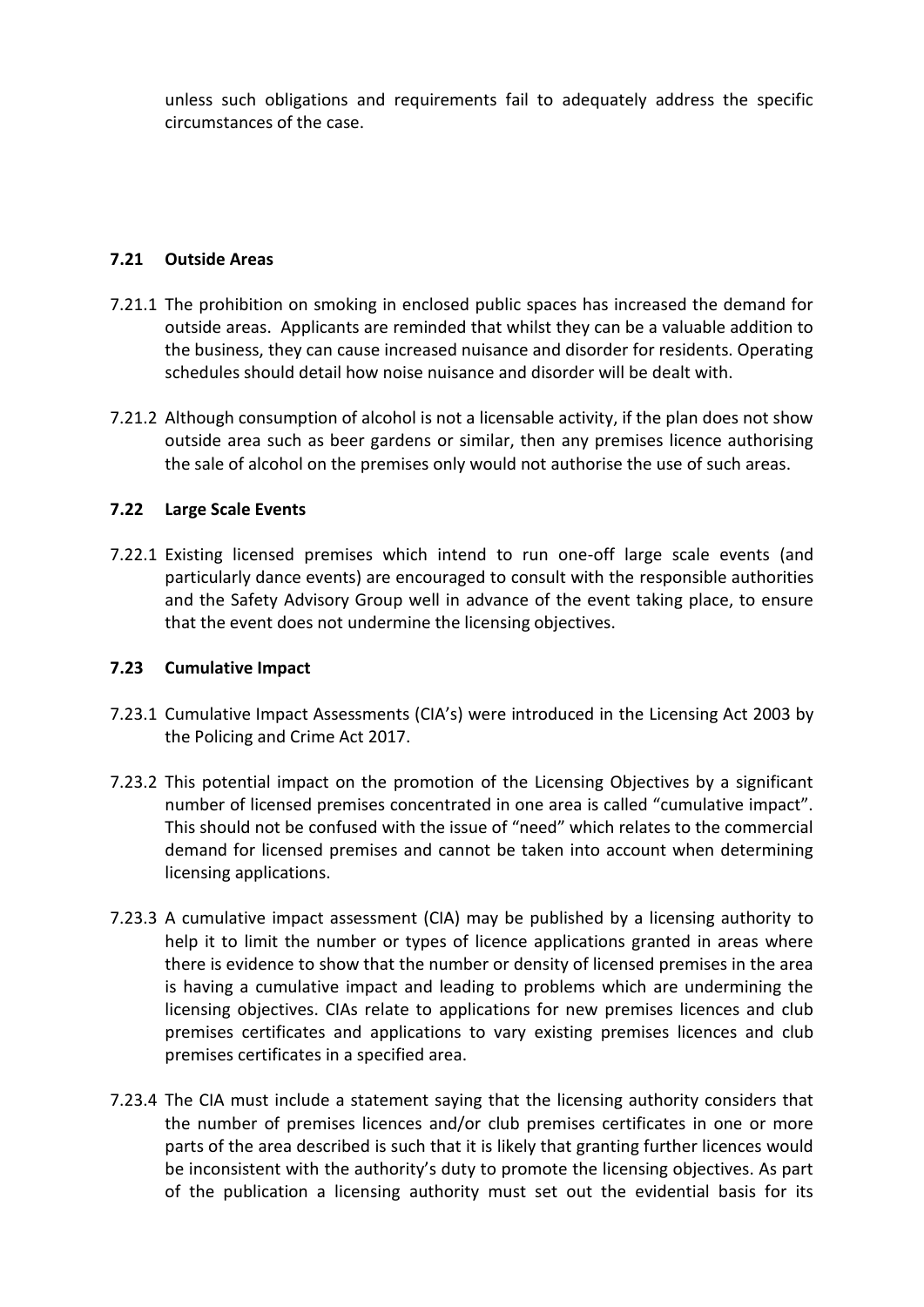unless such obligations and requirements fail to adequately address the specific circumstances of the case.

### 7.21 Outside Areas

7.21.1 The prohibition on smoking in enclosed public spaces has increased the demand for outside areas. Applicants are reminded that whilst they can be a valuable addition to the business, they can cause increased nuisance and disorder for residents. Operating schedules should detail how noise nuisance and disorder will be dealt with.

7.21.2 Although consumption of alcohol is not a licensable activity, if the plan does not show outside area such as beer gardens or similar, then any premises licence authorising the sale of alcohol on the premises only would not authorise the use of such areas.

### 7.22 Large Scale Events

7.22.1 Existing licensed premises which intend to run one-off large scale events (and particularly dance events) are encouraged to consult with the responsible authorities and the Safety Advisory Group well in advance of the event taking place, to ensure that the event does not undermine the licensing objectives.

### 7.23 Cumulative Impact

7.23.1 Cumulative Impact Assessments (CIA's) were introduced in the Licensing Act 2003 by the Policing and Crime Act 2017.

7.23.2 This potential impact on the promotion of the Licensing Objectives by a significant number of licensed premises concentrated in one area is called "cumulative impact". This should not be confused with the issue of "need" which relates to the commercial demand for licensed premises and cannot be taken into account when determining licensing applications.

7.23.3 A cumulative impact assessment (CIA) may be published by a licensing authority to help it to limit the number or types of licence applications granted in areas where there is evidence to show that the number or density of licensed premises in the area is having a cumulative impact and leading to problems which are undermining the licensing objectives. CIAs relate to applications for new premises licences and club premises certificates and applications to vary existing premises licences and club premises certificates in a specified area.

7.23.4 The CIA must include a statement saying that the licensing authority considers that the number of premises licences and/or club premises certificates in one or more parts of the area described is such that it is likely that granting further licences would be inconsistent with the authority's duty to promote the licensing objectives. As part of the publication a licensing authority must set out the evidential basis for its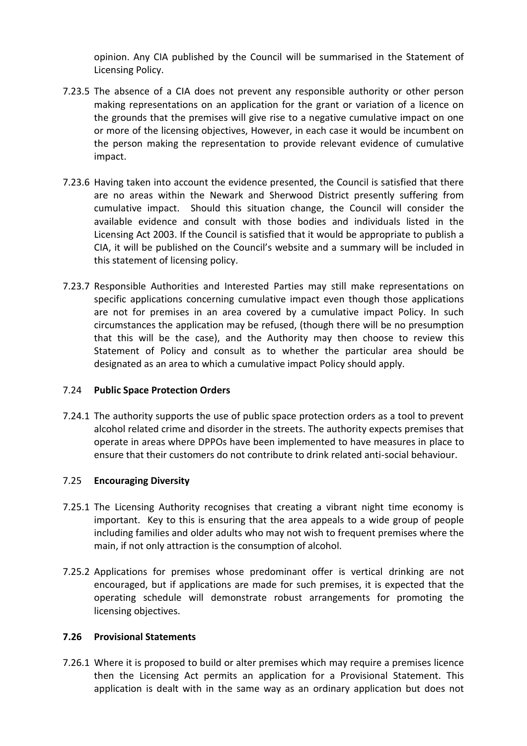opinion. Any CIA published by the Council will be summarised in the Statement of Licensing Policy.

7.23.5 The absence of a CIA does not prevent any responsible authority or other person making representations on an application for the grant or variation of a licence on the grounds that the premises will give rise to a negative cumulative impact on one or more of the licensing objectives, However, in each case it would be incumbent on the person making the representation to provide relevant evidence of cumulative impact.

7.23.6 Having taken into account the evidence presented, the Council is satisfied that there are no areas within the Newark and Sherwood District presently suffering from cumulative impact. Should this situation change, the Council will consider the available evidence and consult with those bodies and individuals listed in the Licensing Act 2003. If the Council is satisfied that it would be appropriate to publish a CIA, it will be published on the Council's website and a summary will be included in this statement of licensing policy.

7.23.7 Responsible Authorities and Interested Parties may still make representations on specific applications concerning cumulative impact even though those applications are not for premises in an area covered by a cumulative impact Policy. In such circumstances the application may be refused, (though there will be no presumption that this will be the case), and the Authority may then choose to review this Statement of Policy and consult as to whether the particular area should be designated as an area to which a cumulative impact Policy should apply.

7.24 **Public Space Protection Orders**

7.24.1 The authority supports the use of public space protection orders as a tool to prevent alcohol related crime and disorder in the streets. The authority expects premises that operate in areas where DPPOs have been implemented to have measures in place to ensure that their customers do not contribute to drink related anti-social behaviour.

7.25 **Encouraging Diversity**

7.25.1 The Licensing Authority recognises that creating a vibrant night time economy is important. Key to this is ensuring that the area appeals to a wide group of people including families and older adults who may not wish to frequent premises where the main, if not only attraction is the consumption of alcohol.

7.25.2 Applications for premises whose predominant offer is vertical drinking are not encouraged, but if applications are made for such premises, it is expected that the operating schedule will demonstrate robust arrangements for promoting the licensing objectives.

**7.26 Provisional Statements**

7.26.1 Where it is proposed to build or alter premises which may require a premises licence then the Licensing Act permits an application for a Provisional Statement. This application is dealt with in the same way as an ordinary application but does not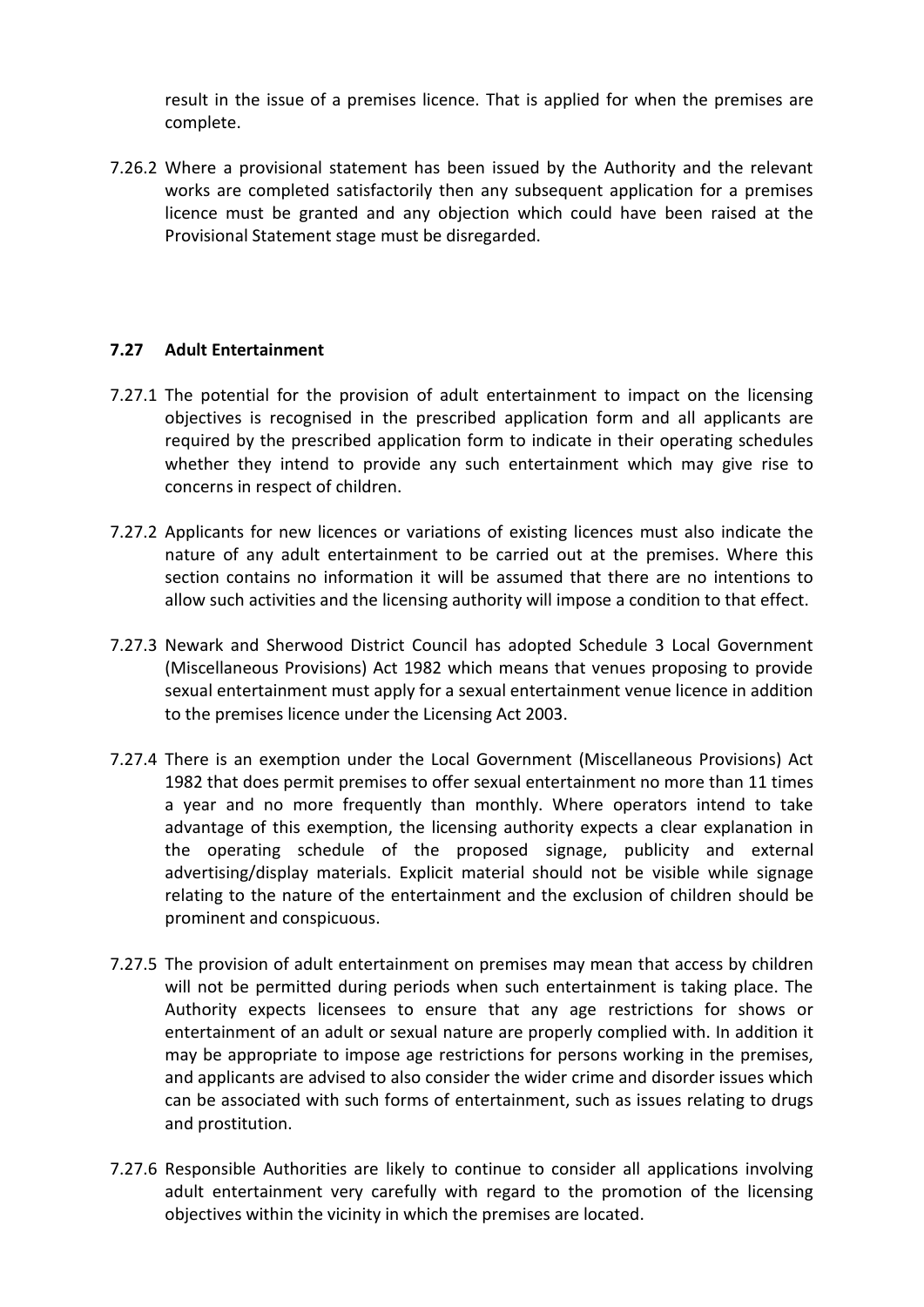result in the issue of a premises licence. That is applied for when the premises are complete.

7.26.2 Where a provisional statement has been issued by the Authority and the relevant works are completed satisfactorily then any subsequent application for a premises licence must be granted and any objection which could have been raised at the Provisional Statement stage must be disregarded.

### 7.27 Adult Entertainment

7.27.1 The potential for the provision of adult entertainment to impact on the licensing objectives is recognised in the prescribed application form and all applicants are required by the prescribed application form to indicate in their operating schedules whether they intend to provide any such entertainment which may give rise to concerns in respect of children.

7.27.2 Applicants for new licences or variations of existing licences must also indicate the nature of any adult entertainment to be carried out at the premises. Where this section contains no information it will be assumed that there are no intentions to allow such activities and the licensing authority will impose a condition to that effect.

7.27.3 Newark and Sherwood District Council has adopted Schedule 3 Local Government (Miscellaneous Provisions) Act 1982 which means that venues proposing to provide sexual entertainment must apply for a sexual entertainment venue licence in addition to the premises licence under the Licensing Act 2003.

7.27.4 There is an exemption under the Local Government (Miscellaneous Provisions) Act 1982 that does permit premises to offer sexual entertainment no more than 11 times a year and no more frequently than monthly. Where operators intend to take advantage of this exemption, the licensing authority expects a clear explanation in the operating schedule of the proposed signage, publicity and external advertising/display materials. Explicit material should not be visible while signage relating to the nature of the entertainment and the exclusion of children should be prominent and conspicuous.

7.27.5 The provision of adult entertainment on premises may mean that access by children will not be permitted during periods when such entertainment is taking place. The Authority expects licensees to ensure that any age restrictions for shows or entertainment of an adult or sexual nature are properly complied with. In addition it may be appropriate to impose age restrictions for persons working in the premises, and applicants are advised to also consider the wider crime and disorder issues which can be associated with such forms of entertainment, such as issues relating to drugs and prostitution.

7.27.6 Responsible Authorities are likely to continue to consider all applications involving adult entertainment very carefully with regard to the promotion of the licensing objectives within the vicinity in which the premises are located.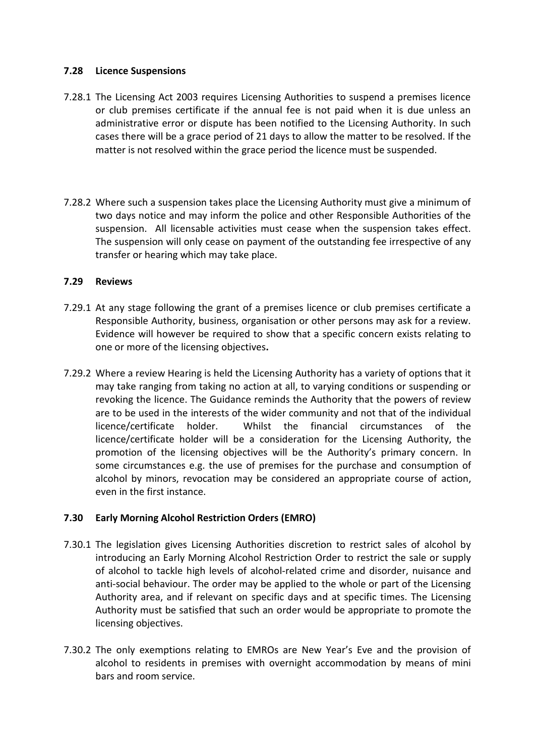### 7.28 Licence Suspensions

7.28.1 The Licensing Act 2003 requires Licensing Authorities to suspend a premises licence or club premises certificate if the annual fee is not paid when it is due unless an administrative error or dispute has been notified to the Licensing Authority. In such cases there will be a grace period of 21 days to allow the matter to be resolved. If the matter is not resolved within the grace period the licence must be suspended.

7.28.2 Where such a suspension takes place the Licensing Authority must give a minimum of two days notice and may inform the police and other Responsible Authorities of the suspension. All licensable activities must cease when the suspension takes effect. The suspension will only cease on payment of the outstanding fee irrespective of any transfer or hearing which may take place.

### 7.29 Reviews

7.29.1 At any stage following the grant of a premises licence or club premises certificate a Responsible Authority, business, organisation or other persons may ask for a review. Evidence will however be required to show that a specific concern exists relating to one or more of the licensing objectives**.**

7.29.2 Where a review Hearing is held the Licensing Authority has a variety of options that it may take ranging from taking no action at all, to varying conditions or suspending or revoking the licence. The Guidance reminds the Authority that the powers of review are to be used in the interests of the wider community and not that of the individual licence/certificate holder. Whilst the financial circumstances of the licence/certificate holder will be a consideration for the Licensing Authority, the promotion of the licensing objectives will be the Authority's primary concern. In some circumstances e.g. the use of premises for the purchase and consumption of alcohol by minors, revocation may be considered an appropriate course of action, even in the first instance.

### 7.30 Early Morning Alcohol Restriction Orders (EMRO)

7.30.1 The legislation gives Licensing Authorities discretion to restrict sales of alcohol by introducing an Early Morning Alcohol Restriction Order to restrict the sale or supply of alcohol to tackle high levels of alcohol-related crime and disorder, nuisance and anti-social behaviour. The order may be applied to the whole or part of the Licensing Authority area, and if relevant on specific days and at specific times. The Licensing Authority must be satisfied that such an order would be appropriate to promote the licensing objectives.

7.30.2 The only exemptions relating to EMROs are New Year's Eve and the provision of alcohol to residents in premises with overnight accommodation by means of mini bars and room service.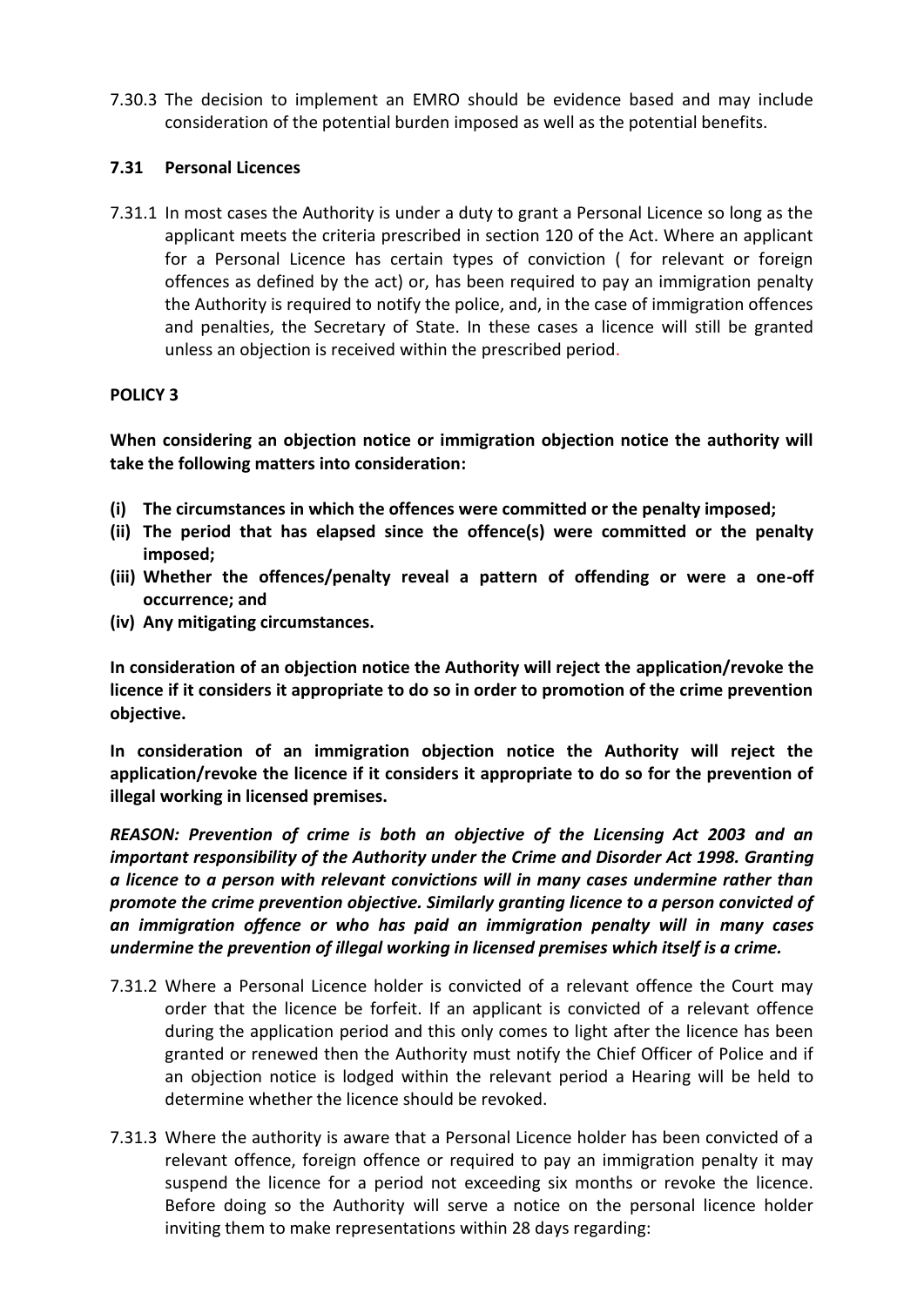7.30.3 The decision to implement an EMRO should be evidence based and may include consideration of the potential burden imposed as well as the potential benefits.

### 7.31 Personal Licences

7.31.1 In most cases the Authority is under a duty to grant a Personal Licence so long as the applicant meets the criteria prescribed in section 120 of the Act. Where an applicant for a Personal Licence has certain types of conviction ( for relevant or foreign offences as defined by the act) or, has been required to pay an immigration penalty the Authority is required to notify the police, and, in the case of immigration offences and penalties, the Secretary of State. In these cases a licence will still be granted unless an objection is received within the prescribed period.

**POLICY 3**

**When considering an objection notice or immigration objection notice the authority will take the following matters into consideration:**

**(i) The circumstances in which the offences were committed or the penalty imposed;**
**(ii) The period that has elapsed since the offence(s) were committed or the penalty imposed;**
**(iii) Whether the offences/penalty reveal a pattern of offending or were a one-off occurrence; and**
**(iv) Any mitigating circumstances.**

**In consideration of an objection notice the Authority will reject the application/revoke the licence if it considers it appropriate to do so in order to promotion of the crime prevention objective.**

**In consideration of an immigration objection notice the Authority will reject the application/revoke the licence if it considers it appropriate to do so for the prevention of illegal working in licensed premises.**

***REASON: Prevention of crime is both an objective of the Licensing Act 2003 and an important responsibility of the Authority under the Crime and Disorder Act 1998. Granting a licence to a person with relevant convictions will in many cases undermine rather than promote the crime prevention objective. Similarly granting licence to a person convicted of an immigration offence or who has paid an immigration penalty will in many cases undermine the prevention of illegal working in licensed premises which itself is a crime.***

7.31.2 Where a Personal Licence holder is convicted of a relevant offence the Court may order that the licence be forfeit. If an applicant is convicted of a relevant offence during the application period and this only comes to light after the licence has been granted or renewed then the Authority must notify the Chief Officer of Police and if an objection notice is lodged within the relevant period a Hearing will be held to determine whether the licence should be revoked.

7.31.3 Where the authority is aware that a Personal Licence holder has been convicted of a relevant offence, foreign offence or required to pay an immigration penalty it may suspend the licence for a period not exceeding six months or revoke the licence. Before doing so the Authority will serve a notice on the personal licence holder inviting them to make representations within 28 days regarding: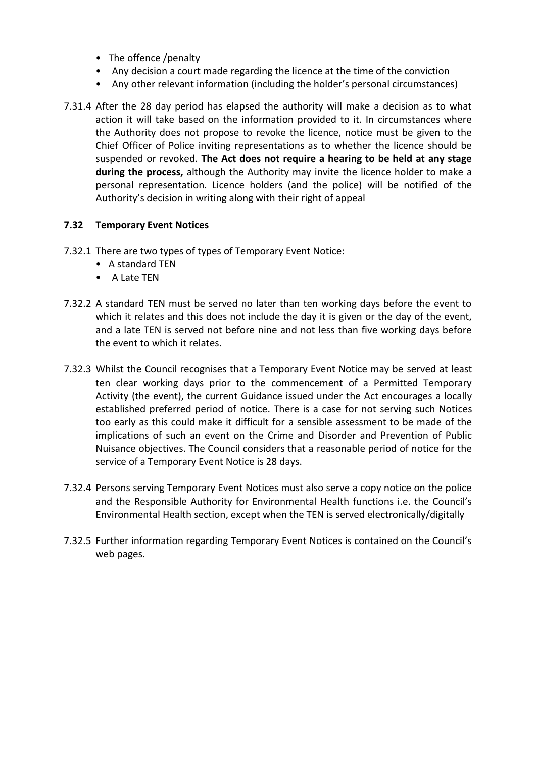- The offence /penalty
- Any decision a court made regarding the licence at the time of the conviction
- Any other relevant information (including the holder's personal circumstances)

7.31.4 After the 28 day period has elapsed the authority will make a decision as to what action it will take based on the information provided to it. In circumstances where the Authority does not propose to revoke the licence, notice must be given to the Chief Officer of Police inviting representations as to whether the licence should be suspended or revoked. **The Act does not require a hearing to be held at any stage during the process,** although the Authority may invite the licence holder to make a personal representation. Licence holders (and the police) will be notified of the Authority's decision in writing along with their right of appeal

### 7.32 Temporary Event Notices

7.32.1 There are two types of types of Temporary Event Notice:

- A standard TEN
- A Late TEN

7.32.2 A standard TEN must be served no later than ten working days before the event to which it relates and this does not include the day it is given or the day of the event, and a late TEN is served not before nine and not less than five working days before the event to which it relates.

7.32.3 Whilst the Council recognises that a Temporary Event Notice may be served at least ten clear working days prior to the commencement of a Permitted Temporary Activity (the event), the current Guidance issued under the Act encourages a locally established preferred period of notice. There is a case for not serving such Notices too early as this could make it difficult for a sensible assessment to be made of the implications of such an event on the Crime and Disorder and Prevention of Public Nuisance objectives. The Council considers that a reasonable period of notice for the service of a Temporary Event Notice is 28 days.

7.32.4 Persons serving Temporary Event Notices must also serve a copy notice on the police and the Responsible Authority for Environmental Health functions i.e. the Council's Environmental Health section, except when the TEN is served electronically/digitally

7.32.5 Further information regarding Temporary Event Notices is contained on the Council's web pages.